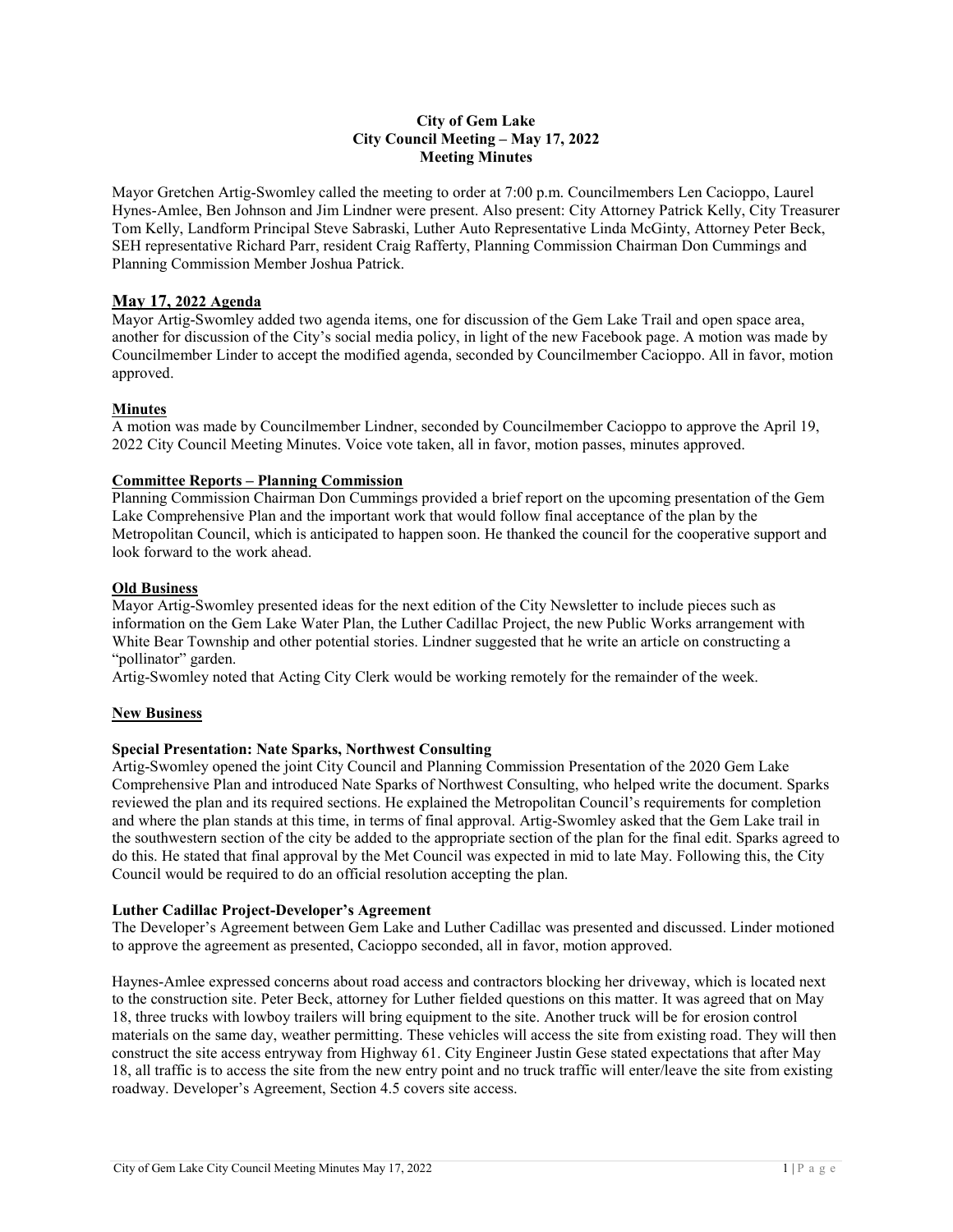**City of Gem Lake**
**City Council Meeting – May 17, 2022**
**Meeting Minutes**

Mayor Gretchen Artig-Swomley called the meeting to order at 7:00 p.m. Councilmembers Len Cacioppo, Laurel Hynes-Amlee, Ben Johnson and Jim Lindner were present. Also present: City Attorney Patrick Kelly, City Treasurer Tom Kelly, Landform Principal Steve Sabraski, Luther Auto Representative Linda McGinty, Attorney Peter Beck, SEH representative Richard Parr, resident Craig Rafferty, Planning Commission Chairman Don Cummings and Planning Commission Member Joshua Patrick.

## May 17, 2022 Agenda

Mayor Artig-Swomley added two agenda items, one for discussion of the Gem Lake Trail and open space area, another for discussion of the City's social media policy, in light of the new Facebook page. A motion was made by Councilmember Linder to accept the modified agenda, seconded by Councilmember Cacioppo. All in favor, motion approved.

## Minutes

A motion was made by Councilmember Lindner, seconded by Councilmember Cacioppo to approve the April 19, 2022 City Council Meeting Minutes. Voice vote taken, all in favor, motion passes, minutes approved.

## Committee Reports – Planning Commission

Planning Commission Chairman Don Cummings provided a brief report on the upcoming presentation of the Gem Lake Comprehensive Plan and the important work that would follow final acceptance of the plan by the Metropolitan Council, which is anticipated to happen soon. He thanked the council for the cooperative support and look forward to the work ahead.

## Old Business

Mayor Artig-Swomley presented ideas for the next edition of the City Newsletter to include pieces such as information on the Gem Lake Water Plan, the Luther Cadillac Project, the new Public Works arrangement with White Bear Township and other potential stories. Lindner suggested that he write an article on constructing a "pollinator" garden.

Artig-Swomley noted that Acting City Clerk would be working remotely for the remainder of the week.

## New Business

### Special Presentation: Nate Sparks, Northwest Consulting

Artig-Swomley opened the joint City Council and Planning Commission Presentation of the 2020 Gem Lake Comprehensive Plan and introduced Nate Sparks of Northwest Consulting, who helped write the document. Sparks reviewed the plan and its required sections. He explained the Metropolitan Council's requirements for completion and where the plan stands at this time, in terms of final approval. Artig-Swomley asked that the Gem Lake trail in the southwestern section of the city be added to the appropriate section of the plan for the final edit. Sparks agreed to do this. He stated that final approval by the Met Council was expected in mid to late May. Following this, the City Council would be required to do an official resolution accepting the plan.

### Luther Cadillac Project-Developer's Agreement

The Developer's Agreement between Gem Lake and Luther Cadillac was presented and discussed. Linder motioned to approve the agreement as presented, Cacioppo seconded, all in favor, motion approved.

Haynes-Amlee expressed concerns about road access and contractors blocking her driveway, which is located next to the construction site. Peter Beck, attorney for Luther fielded questions on this matter. It was agreed that on May 18, three trucks with lowboy trailers will bring equipment to the site. Another truck will be for erosion control materials on the same day, weather permitting. These vehicles will access the site from existing road. They will then construct the site access entryway from Highway 61. City Engineer Justin Gese stated expectations that after May 18, all traffic is to access the site from the new entry point and no truck traffic will enter/leave the site from existing roadway. Developer's Agreement, Section 4.5 covers site access.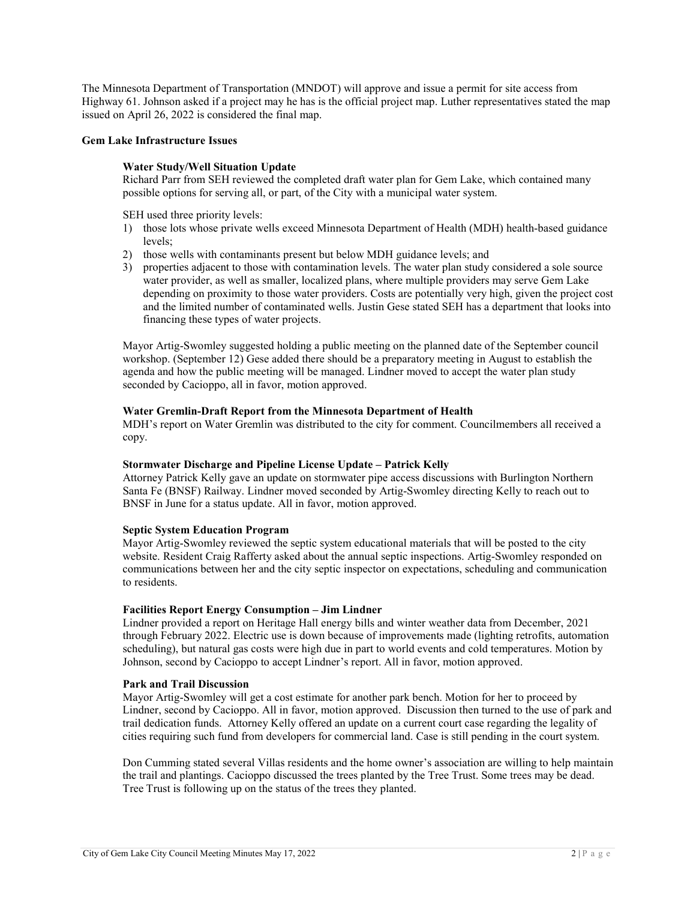The Minnesota Department of Transportation (MNDOT) will approve and issue a permit for site access from Highway 61. Johnson asked if a project may he has is the official project map. Luther representatives stated the map issued on April 26, 2022 is considered the final map.

**Gem Lake Infrastructure Issues**

**Water Study/Well Situation Update**

Richard Parr from SEH reviewed the completed draft water plan for Gem Lake, which contained many possible options for serving all, or part, of the City with a municipal water system.

SEH used three priority levels:

1) those lots whose private wells exceed Minnesota Department of Health (MDH) health-based guidance levels;
2) those wells with contaminants present but below MDH guidance levels; and
3) properties adjacent to those with contamination levels. The water plan study considered a sole source water provider, as well as smaller, localized plans, where multiple providers may serve Gem Lake depending on proximity to those water providers. Costs are potentially very high, given the project cost and the limited number of contaminated wells. Justin Gese stated SEH has a department that looks into financing these types of water projects.

Mayor Artig-Swomley suggested holding a public meeting on the planned date of the September council workshop. (September 12) Gese added there should be a preparatory meeting in August to establish the agenda and how the public meeting will be managed. Lindner moved to accept the water plan study seconded by Cacioppo, all in favor, motion approved.

**Water Gremlin-Draft Report from the Minnesota Department of Health**

MDH's report on Water Gremlin was distributed to the city for comment. Councilmembers all received a copy.

**Stormwater Discharge and Pipeline License Update – Patrick Kelly**

Attorney Patrick Kelly gave an update on stormwater pipe access discussions with Burlington Northern Santa Fe (BNSF) Railway. Lindner moved seconded by Artig-Swomley directing Kelly to reach out to BNSF in June for a status update. All in favor, motion approved.

**Septic System Education Program**

Mayor Artig-Swomley reviewed the septic system educational materials that will be posted to the city website. Resident Craig Rafferty asked about the annual septic inspections. Artig-Swomley responded on communications between her and the city septic inspector on expectations, scheduling and communication to residents.

**Facilities Report Energy Consumption – Jim Lindner**

Lindner provided a report on Heritage Hall energy bills and winter weather data from December, 2021 through February 2022. Electric use is down because of improvements made (lighting retrofits, automation scheduling), but natural gas costs were high due in part to world events and cold temperatures. Motion by Johnson, second by Cacioppo to accept Lindner's report. All in favor, motion approved.

**Park and Trail Discussion**

Mayor Artig-Swomley will get a cost estimate for another park bench. Motion for her to proceed by Lindner, second by Cacioppo. All in favor, motion approved. Discussion then turned to the use of park and trail dedication funds. Attorney Kelly offered an update on a current court case regarding the legality of cities requiring such fund from developers for commercial land. Case is still pending in the court system.

Don Cumming stated several Villas residents and the home owner's association are willing to help maintain the trail and plantings. Cacioppo discussed the trees planted by the Tree Trust. Some trees may be dead. Tree Trust is following up on the status of the trees they planted.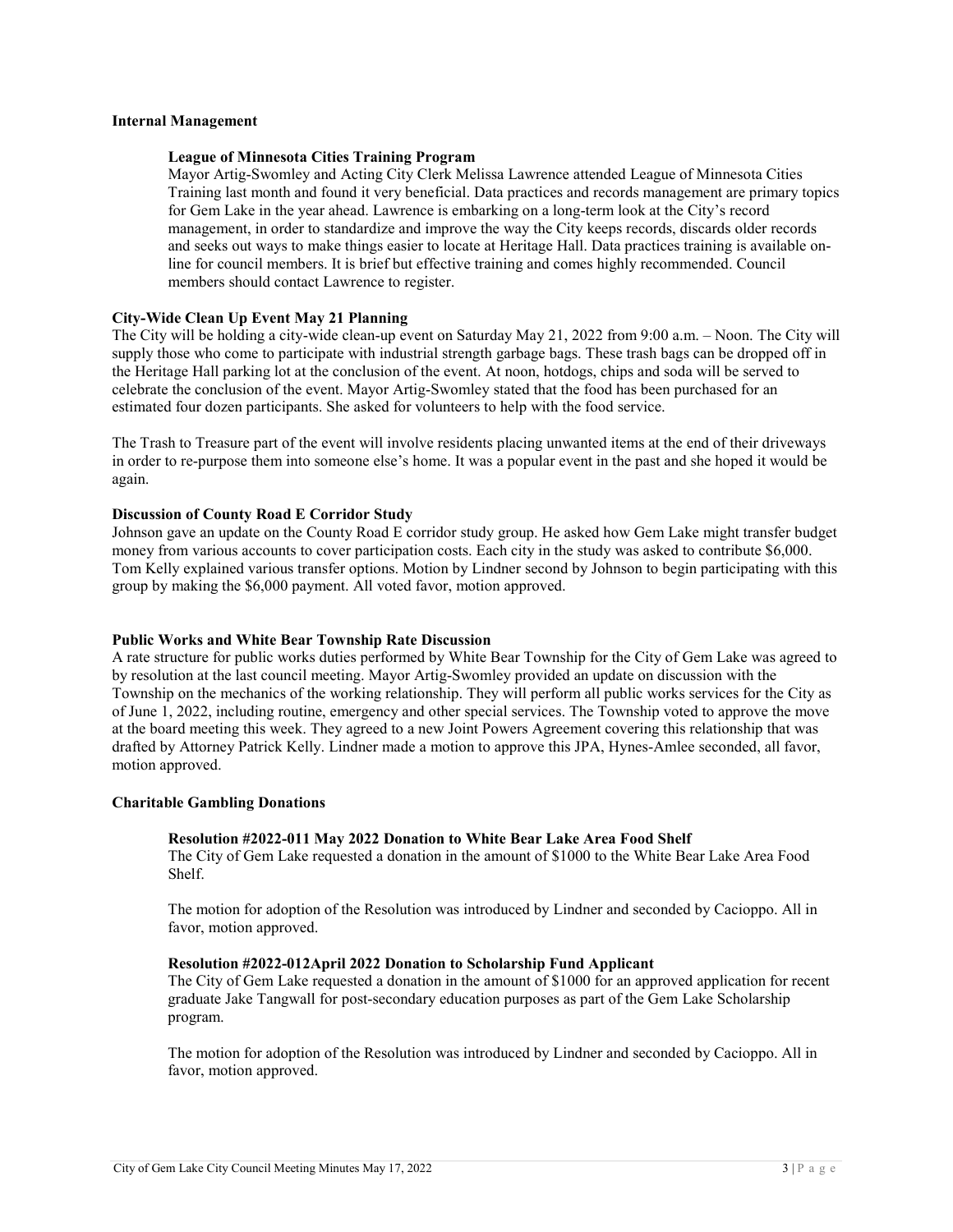## Internal Management

### League of Minnesota Cities Training Program

Mayor Artig-Swomley and Acting City Clerk Melissa Lawrence attended League of Minnesota Cities Training last month and found it very beneficial. Data practices and records management are primary topics for Gem Lake in the year ahead. Lawrence is embarking on a long-term look at the City's record management, in order to standardize and improve the way the City keeps records, discards older records and seeks out ways to make things easier to locate at Heritage Hall. Data practices training is available on-line for council members. It is brief but effective training and comes highly recommended. Council members should contact Lawrence to register.

## City-Wide Clean Up Event May 21 Planning

The City will be holding a city-wide clean-up event on Saturday May 21, 2022 from 9:00 a.m. – Noon. The City will supply those who come to participate with industrial strength garbage bags. These trash bags can be dropped off in the Heritage Hall parking lot at the conclusion of the event. At noon, hotdogs, chips and soda will be served to celebrate the conclusion of the event. Mayor Artig-Swomley stated that the food has been purchased for an estimated four dozen participants. She asked for volunteers to help with the food service.

The Trash to Treasure part of the event will involve residents placing unwanted items at the end of their driveways in order to re-purpose them into someone else's home. It was a popular event in the past and she hoped it would be again.

## Discussion of County Road E Corridor Study

Johnson gave an update on the County Road E corridor study group. He asked how Gem Lake might transfer budget money from various accounts to cover participation costs. Each city in the study was asked to contribute $6,000. Tom Kelly explained various transfer options. Motion by Lindner second by Johnson to begin participating with this group by making the $6,000 payment. All voted favor, motion approved.

## Public Works and White Bear Township Rate Discussion

A rate structure for public works duties performed by White Bear Township for the City of Gem Lake was agreed to by resolution at the last council meeting. Mayor Artig-Swomley provided an update on discussion with the Township on the mechanics of the working relationship. They will perform all public works services for the City as of June 1, 2022, including routine, emergency and other special services. The Township voted to approve the move at the board meeting this week. They agreed to a new Joint Powers Agreement covering this relationship that was drafted by Attorney Patrick Kelly. Lindner made a motion to approve this JPA, Hynes-Amlee seconded, all favor, motion approved.

## Charitable Gambling Donations

### Resolution #2022-011 May 2022 Donation to White Bear Lake Area Food Shelf

The City of Gem Lake requested a donation in the amount of $1000 to the White Bear Lake Area Food Shelf.

The motion for adoption of the Resolution was introduced by Lindner and seconded by Cacioppo. All in favor, motion approved.

### Resolution #2022-012April 2022 Donation to Scholarship Fund Applicant

The City of Gem Lake requested a donation in the amount of $1000 for an approved application for recent graduate Jake Tangwall for post-secondary education purposes as part of the Gem Lake Scholarship program.

The motion for adoption of the Resolution was introduced by Lindner and seconded by Cacioppo. All in favor, motion approved.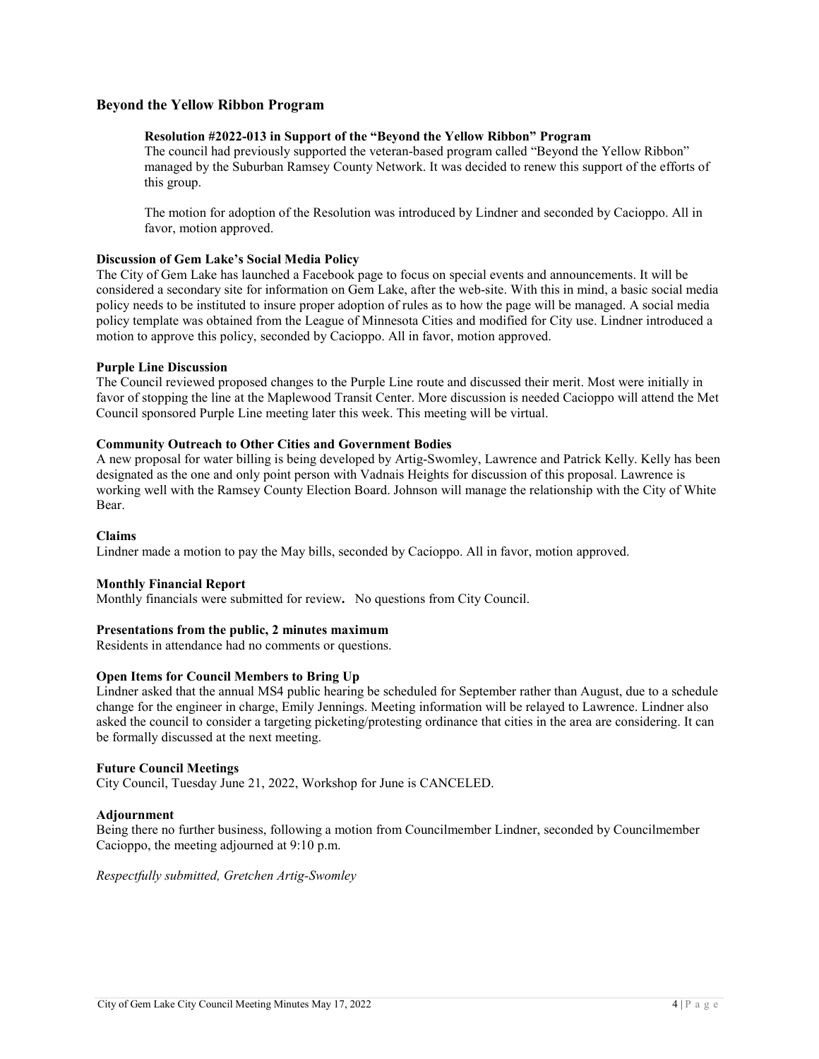## Beyond the Yellow Ribbon Program

**Resolution #2022-013 in Support of the "Beyond the Yellow Ribbon" Program**

The council had previously supported the veteran-based program called "Beyond the Yellow Ribbon" managed by the Suburban Ramsey County Network. It was decided to renew this support of the efforts of this group.

The motion for adoption of the Resolution was introduced by Lindner and seconded by Cacioppo. All in favor, motion approved.

**Discussion of Gem Lake's Social Media Policy**

The City of Gem Lake has launched a Facebook page to focus on special events and announcements. It will be considered a secondary site for information on Gem Lake, after the web-site. With this in mind, a basic social media policy needs to be instituted to insure proper adoption of rules as to how the page will be managed. A social media policy template was obtained from the League of Minnesota Cities and modified for City use. Lindner introduced a motion to approve this policy, seconded by Cacioppo. All in favor, motion approved.

**Purple Line Discussion**

The Council reviewed proposed changes to the Purple Line route and discussed their merit. Most were initially in favor of stopping the line at the Maplewood Transit Center. More discussion is needed Cacioppo will attend the Met Council sponsored Purple Line meeting later this week. This meeting will be virtual.

**Community Outreach to Other Cities and Government Bodies**

A new proposal for water billing is being developed by Artig-Swomley, Lawrence and Patrick Kelly. Kelly has been designated as the one and only point person with Vadnais Heights for discussion of this proposal. Lawrence is working well with the Ramsey County Election Board. Johnson will manage the relationship with the City of White Bear.

**Claims**

Lindner made a motion to pay the May bills, seconded by Cacioppo. All in favor, motion approved.

**Monthly Financial Report**

Monthly financials were submitted for review**.** No questions from City Council.

**Presentations from the public, 2 minutes maximum**

Residents in attendance had no comments or questions.

**Open Items for Council Members to Bring Up**

Lindner asked that the annual MS4 public hearing be scheduled for September rather than August, due to a schedule change for the engineer in charge, Emily Jennings. Meeting information will be relayed to Lawrence. Lindner also asked the council to consider a targeting picketing/protesting ordinance that cities in the area are considering. It can be formally discussed at the next meeting.

**Future Council Meetings**

City Council, Tuesday June 21, 2022, Workshop for June is CANCELED.

**Adjournment**

Being there no further business, following a motion from Councilmember Lindner, seconded by Councilmember Cacioppo, the meeting adjourned at 9:10 p.m.

*Respectfully submitted, Gretchen Artig-Swomley*